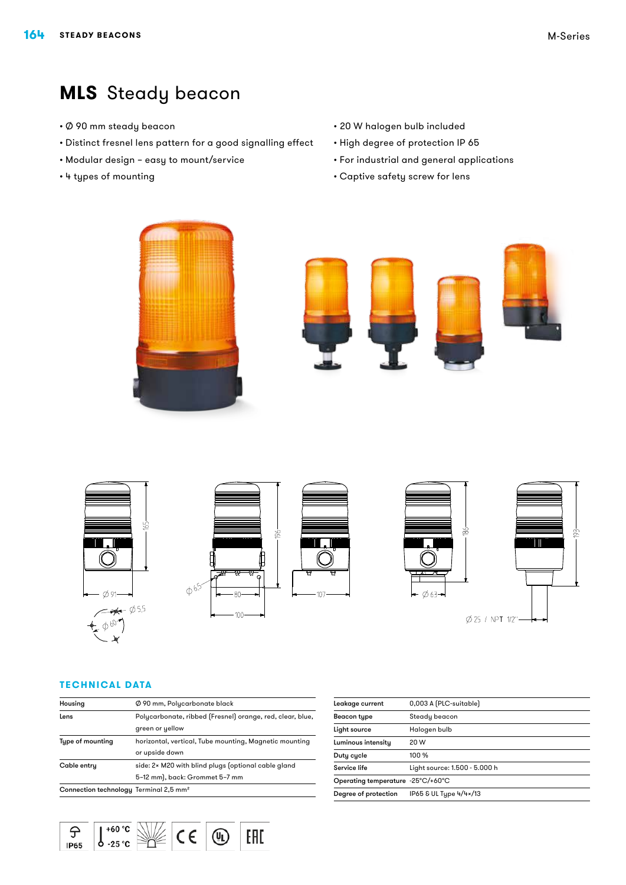# **MLS** Steady beacon

- Ø 90 mm steady beacon
- Distinct fresnel lens pattern for a good signalling effect
- Modular design – easy to mount/service
- 4 types of mounting
- 20 W halogen bulb included
- High degree of protection IP 65
- For industrial and general applications
- Captive safety screw for lens

## TECHNICAL DATA

| | |
|---|---|
| **Housing** | Ø 90 mm, Polycarbonate black |
| **Lens** | Polycarbonate, ribbed (Fresnel) orange, red, clear, blue, green or yellow |
| **Type of mounting** | horizontal, vertical, Tube mounting, Magnetic mounting or upside down |
| **Cable entry** | side: 2× M20 with blind plugs (optional cable gland 5–12 mm), back: Grommet 5–7 mm |
| **Connection technology** | Terminal 2,5 mm² |

| | |
|---|---|
| **Leakage current** | 0,003 A (PLC-suitable) |
| **Beacon type** | Steady beacon |
| **Light source** | Halogen bulb |
| **Luminous intensity** | 20 W |
| **Duty cycle** | 100 % |
| **Service life** | Light source: 1.500 - 5.000 h |
| **Operating temperature** | -25°C/+60°C |
| **Degree of protection** | IP65 & UL Type 4/4×/13 |

IP65 +60 °C -25 °C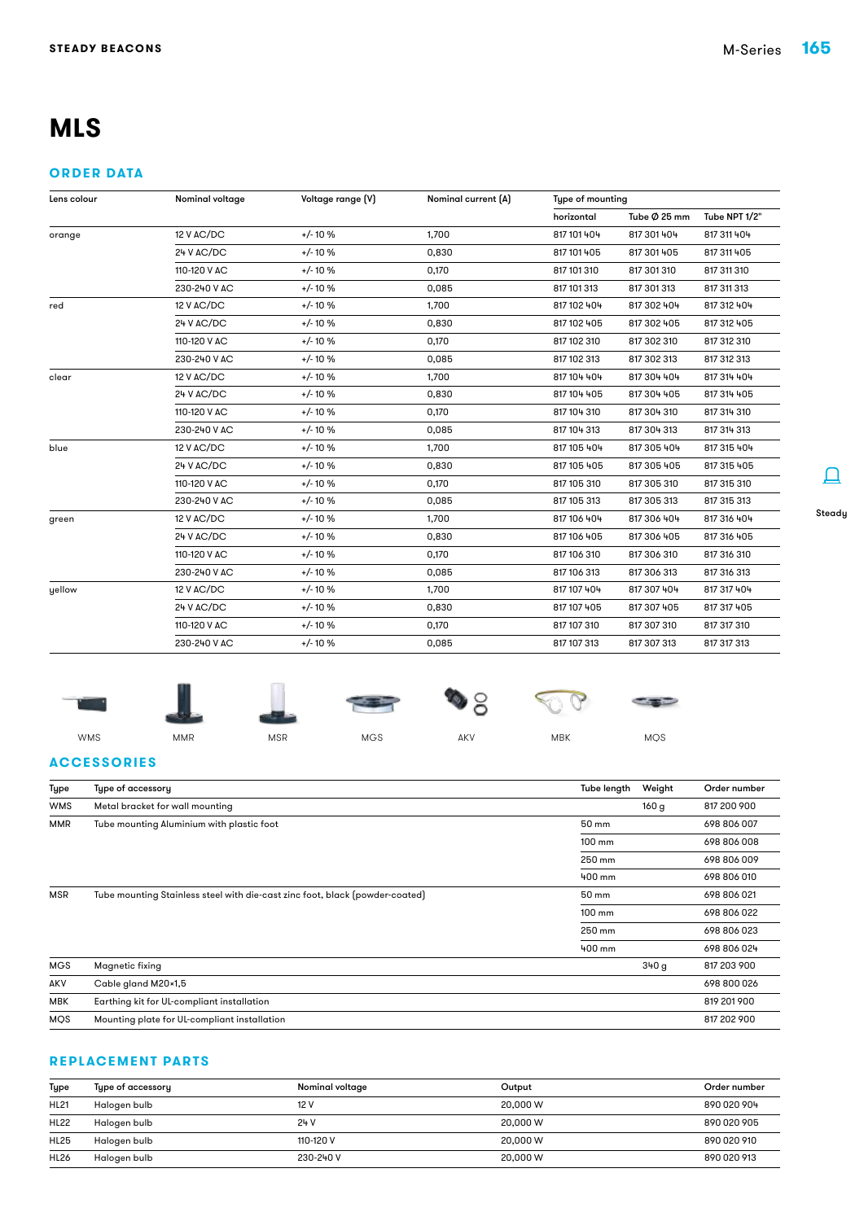# MLS

## ORDER DATA

| Lens colour | Nominal voltage | Voltage range (V) | Nominal current (A) | Type of mounting | | |
|---|---|---|---|---|---|---|
| | | | | horizontal | Tube Ø 25 mm | Tube NPT 1/2" |
| orange | 12 V AC/DC | +/- 10 % | 1,700 | 817 101 404 | 817 301 404 | 817 311 404 |
| | 24 V AC/DC | +/- 10 % | 0,830 | 817 101 405 | 817 301 405 | 817 311 405 |
| | 110-120 V AC | +/- 10 % | 0,170 | 817 101 310 | 817 301 310 | 817 311 310 |
| | 230-240 V AC | +/- 10 % | 0,085 | 817 101 313 | 817 301 313 | 817 311 313 |
| red | 12 V AC/DC | +/- 10 % | 1,700 | 817 102 404 | 817 302 404 | 817 312 404 |
| | 24 V AC/DC | +/- 10 % | 0,830 | 817 102 405 | 817 302 405 | 817 312 405 |
| | 110-120 V AC | +/- 10 % | 0,170 | 817 102 310 | 817 302 310 | 817 312 310 |
| | 230-240 V AC | +/- 10 % | 0,085 | 817 102 313 | 817 302 313 | 817 312 313 |
| clear | 12 V AC/DC | +/- 10 % | 1,700 | 817 104 404 | 817 304 404 | 817 314 404 |
| | 24 V AC/DC | +/- 10 % | 0,830 | 817 104 405 | 817 304 405 | 817 314 405 |
| | 110-120 V AC | +/- 10 % | 0,170 | 817 104 310 | 817 304 310 | 817 314 310 |
| | 230-240 V AC | +/- 10 % | 0,085 | 817 104 313 | 817 304 313 | 817 314 313 |
| blue | 12 V AC/DC | +/- 10 % | 1,700 | 817 105 404 | 817 305 404 | 817 315 404 |
| | 24 V AC/DC | +/- 10 % | 0,830 | 817 105 405 | 817 305 405 | 817 315 405 |
| | 110-120 V AC | +/- 10 % | 0,170 | 817 105 310 | 817 305 310 | 817 315 310 |
| | 230-240 V AC | +/- 10 % | 0,085 | 817 105 313 | 817 305 313 | 817 315 313 |
| green | 12 V AC/DC | +/- 10 % | 1,700 | 817 106 404 | 817 306 404 | 817 316 404 |
| | 24 V AC/DC | +/- 10 % | 0,830 | 817 106 405 | 817 306 405 | 817 316 405 |
| | 110-120 V AC | +/- 10 % | 0,170 | 817 106 310 | 817 306 310 | 817 316 310 |
| | 230-240 V AC | +/- 10 % | 0,085 | 817 106 313 | 817 306 313 | 817 316 313 |
| yellow | 12 V AC/DC | +/- 10 % | 1,700 | 817 107 404 | 817 307 404 | 817 317 404 |
| | 24 V AC/DC | +/- 10 % | 0,830 | 817 107 405 | 817 307 405 | 817 317 405 |
| | 110-120 V AC | +/- 10 % | 0,170 | 817 107 310 | 817 307 310 | 817 317 310 |
| | 230-240 V AC | +/- 10 % | 0,085 | 817 107 313 | 817 307 313 | 817 317 313 |

WMS MMR MSR MGS AKV MBK MQS

## ACCESSORIES

| Type | Type of accessory | Tube length | Weight | Order number |
|---|---|---|---|---|
| WMS | Metal bracket for wall mounting | | 160 g | 817 200 900 |
| MMR | Tube mounting Aluminium with plastic foot | 50 mm | | 698 806 007 |
| | | 100 mm | | 698 806 008 |
| | | 250 mm | | 698 806 009 |
| | | 400 mm | | 698 806 010 |
| MSR | Tube mounting Stainless steel with die-cast zinc foot, black (powder-coated) | 50 mm | | 698 806 021 |
| | | 100 mm | | 698 806 022 |
| | | 250 mm | | 698 806 023 |
| | | 400 mm | | 698 806 024 |
| MGS | Magnetic fixing | | 340 g | 817 203 900 |
| AKV | Cable gland M20×1,5 | | | 698 800 026 |
| MBK | Earthing kit for UL-compliant installation | | | 819 201 900 |
| MQS | Mounting plate for UL-compliant installation | | | 817 202 900 |

## REPLACEMENT PARTS

| Type | Type of accessory | Nominal voltage | Output | Order number |
|---|---|---|---|---|
| HL21 | Halogen bulb | 12 V | 20,000 W | 890 020 904 |
| HL22 | Halogen bulb | 24 V | 20,000 W | 890 020 905 |
| HL25 | Halogen bulb | 110-120 V | 20,000 W | 890 020 910 |
| HL26 | Halogen bulb | 230-240 V | 20,000 W | 890 020 913 |

Steady